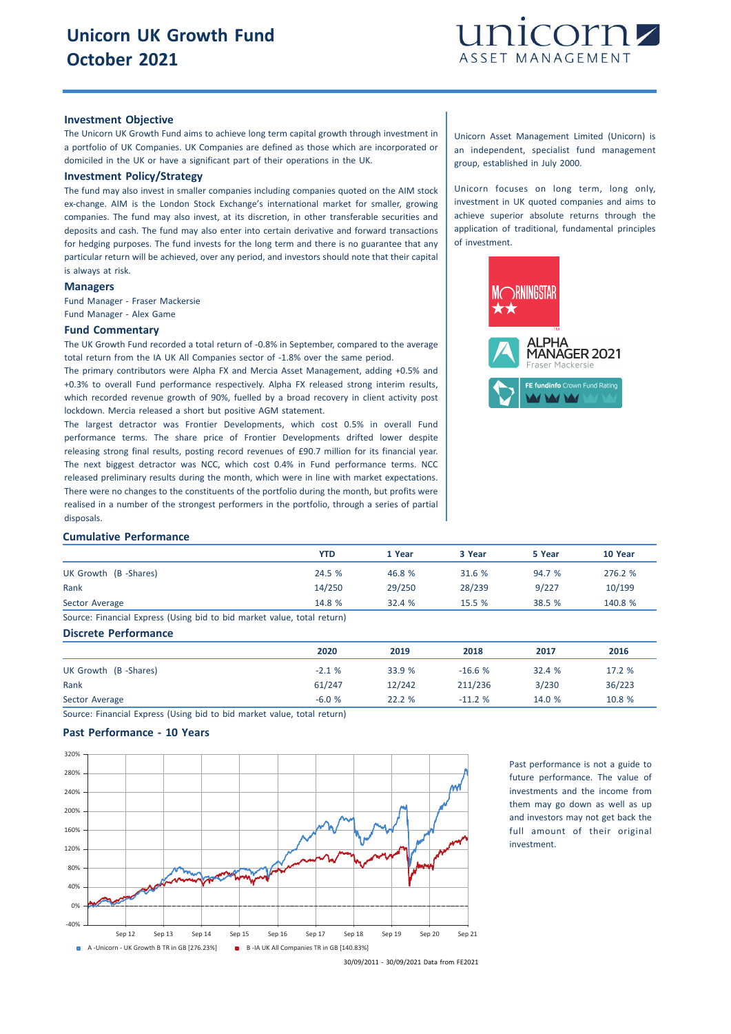# Unicorn UK Growth Fund
# October 2021

unicorn ASSET MANAGEMENT

## Investment Objective

The Unicorn UK Growth Fund aims to achieve long term capital growth through investment in a portfolio of UK Companies. UK Companies are defined as those which are incorporated or domiciled in the UK or have a significant part of their operations in the UK.

## Investment Policy/Strategy

The fund may also invest in smaller companies including companies quoted on the AIM stock ex-change. AIM is the London Stock Exchange's international market for smaller, growing companies. The fund may also invest, at its discretion, in other transferable securities and deposits and cash. The fund may also enter into certain derivative and forward transactions for hedging purposes. The fund invests for the long term and there is no guarantee that any particular return will be achieved, over any period, and investors should note that their capital is always at risk.

## Managers

Fund Manager - Fraser Mackersie
Fund Manager - Alex Game

## Fund Commentary

The UK Growth Fund recorded a total return of -0.8% in September, compared to the average total return from the IA UK All Companies sector of -1.8% over the same period.
The primary contributors were Alpha FX and Mercia Asset Management, adding +0.5% and +0.3% to overall Fund performance respectively. Alpha FX released strong interim results, which recorded revenue growth of 90%, fuelled by a broad recovery in client activity post lockdown. Mercia released a short but positive AGM statement.
The largest detractor was Frontier Developments, which cost 0.5% in overall Fund performance terms. The share price of Frontier Developments drifted lower despite releasing strong final results, posting record revenues of £90.7 million for its financial year. The next biggest detractor was NCC, which cost 0.4% in Fund performance terms. NCC released preliminary results during the month, which were in line with market expectations. There were no changes to the constituents of the portfolio during the month, but profits were realised in a number of the strongest performers in the portfolio, through a series of partial disposals.

Unicorn Asset Management Limited (Unicorn) is an independent, specialist fund management group, established in July 2000.

Unicorn focuses on long term, long only, investment in UK quoted companies and aims to achieve superior absolute returns through the application of traditional, fundamental principles of investment.

MORNINGSTAR ★★

ALPHA MANAGER 2021 Fraser Mackersie

FE fundinfo Crown Fund Rating

## Cumulative Performance

| | YTD | 1 Year | 3 Year | 5 Year | 10 Year |
|---|---|---|---|---|---|
| UK Growth (B -Shares) | 24.5 % | 46.8 % | 31.6 % | 94.7 % | 276.2 % |
| Rank | 14/250 | 29/250 | 28/239 | 9/227 | 10/199 |
| Sector Average | 14.8 % | 32.4 % | 15.5 % | 38.5 % | 140.8 % |

Source: Financial Express (Using bid to bid market value, total return)

## Discrete Performance

| | 2020 | 2019 | 2018 | 2017 | 2016 |
|---|---|---|---|---|---|
| UK Growth (B -Shares) | -2.1 % | 33.9 % | -16.6 % | 32.4 % | 17.2 % |
| Rank | 61/247 | 12/242 | 211/236 | 3/230 | 36/223 |
| Sector Average | -6.0 % | 22.2 % | -11.2 % | 14.0 % | 10.8 % |

Source: Financial Express (Using bid to bid market value, total return)

## Past Performance - 10 Years

A -Unicorn - UK Growth B TR in GB [276.23%]    B -IA UK All Companies TR in GB [140.83%]

30/09/2011 - 30/09/2021 Data from FE2021

Past performance is not a guide to future performance. The value of investments and the income from them may go down as well as up and investors may not get back the full amount of their original investment.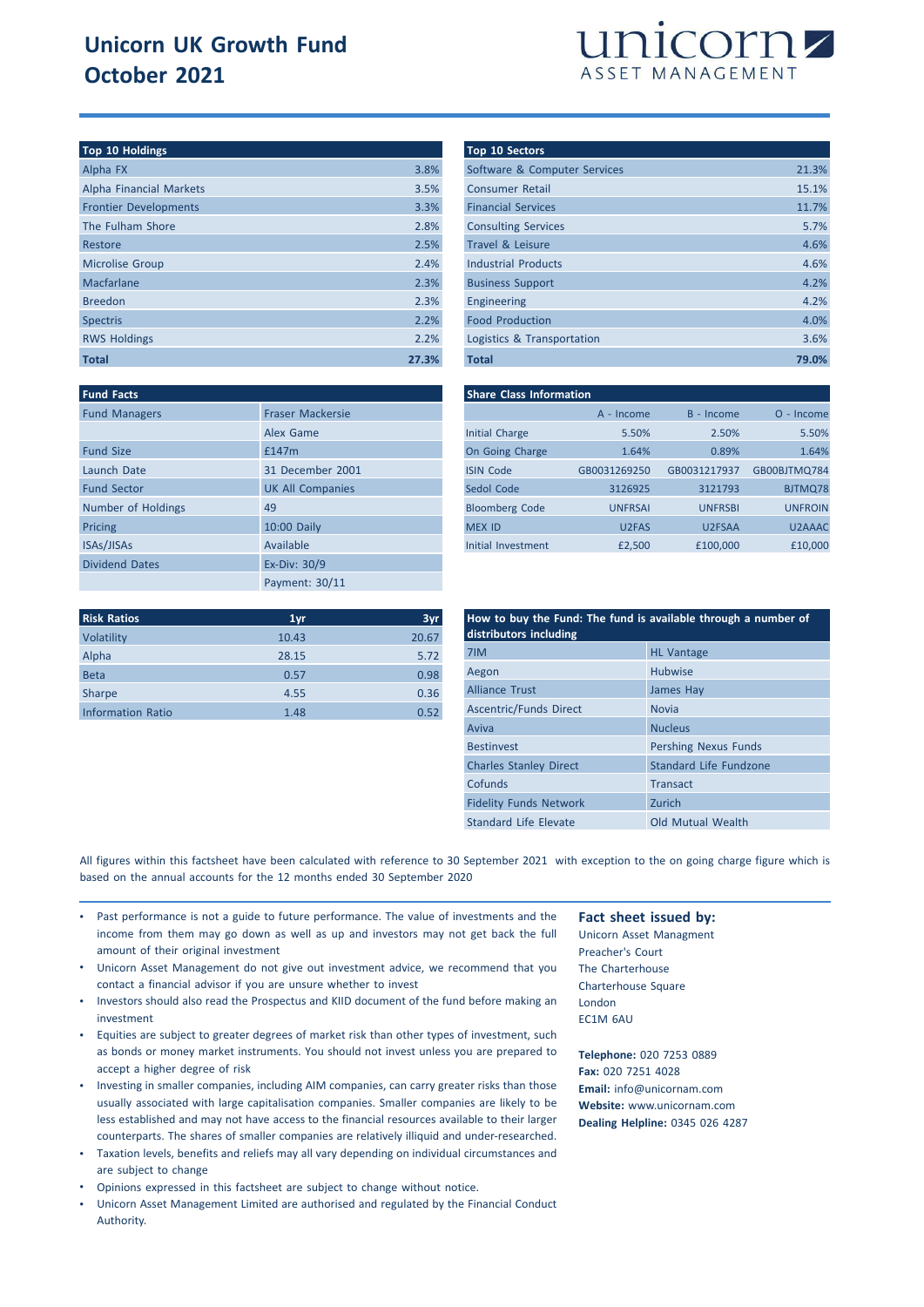# Unicorn UK Growth Fund
# October 2021

| Top 10 Holdings | |
|---|---|
| Alpha FX | 3.8% |
| Alpha Financial Markets | 3.5% |
| Frontier Developments | 3.3% |
| The Fulham Shore | 2.8% |
| Restore | 2.5% |
| Microlise Group | 2.4% |
| Macfarlane | 2.3% |
| Breedon | 2.3% |
| Spectris | 2.2% |
| RWS Holdings | 2.2% |
| **Total** | **27.3%** |

| Top 10 Sectors | |
|---|---|
| Software & Computer Services | 21.3% |
| Consumer Retail | 15.1% |
| Financial Services | 11.7% |
| Consulting Services | 5.7% |
| Travel & Leisure | 4.6% |
| Industrial Products | 4.6% |
| Business Support | 4.2% |
| Engineering | 4.2% |
| Food Production | 4.0% |
| Logistics & Transportation | 3.6% |
| **Total** | **79.0%** |

| Fund Facts | |
|---|---|
| Fund Managers | Fraser Mackersie |
| | Alex Game |
| Fund Size | £147m |
| Launch Date | 31 December 2001 |
| Fund Sector | UK All Companies |
| Number of Holdings | 49 |
| Pricing | 10:00 Daily |
| ISAs/JISAs | Available |
| Dividend Dates | Ex-Div: 30/9 |
| | Payment: 30/11 |

| Share Class Information | A - Income | B - Income | O - Income |
|---|---|---|---|
| Initial Charge | 5.50% | 2.50% | 5.50% |
| On Going Charge | 1.64% | 0.89% | 1.64% |
| ISIN Code | GB0031269250 | GB0031217937 | GB00BJTMQ784 |
| Sedol Code | 3126925 | 3121793 | BJTMQ78 |
| Bloomberg Code | UNFRSAI | UNFRSBI | UNFROIN |
| MEX ID | U2FAS | U2FSAA | U2AAAC |
| Initial Investment | £2,500 | £100,000 | £10,000 |

| Risk Ratios | 1yr | 3yr |
|---|---|---|
| Volatility | 10.43 | 20.67 |
| Alpha | 28.15 | 5.72 |
| Beta | 0.57 | 0.98 |
| Sharpe | 4.55 | 0.36 |
| Information Ratio | 1.48 | 0.52 |

| How to buy the Fund: The fund is available through a number of distributors including | |
|---|---|
| 7IM | HL Vantage |
| Aegon | Hubwise |
| Alliance Trust | James Hay |
| Ascentric/Funds Direct | Novia |
| Aviva | Nucleus |
| Bestinvest | Pershing Nexus Funds |
| Charles Stanley Direct | Standard Life Fundzone |
| Cofunds | Transact |
| Fidelity Funds Network | Zurich |
| Standard Life Elevate | Old Mutual Wealth |

All figures within this factsheet have been calculated with reference to 30 September 2021 with exception to the on going charge figure which is based on the annual accounts for the 12 months ended 30 September 2020

- Past performance is not a guide to future performance. The value of investments and the income from them may go down as well as up and investors may not get back the full amount of their original investment
- Unicorn Asset Management do not give out investment advice, we recommend that you contact a financial advisor if you are unsure whether to invest
- Investors should also read the Prospectus and KIID document of the fund before making an investment
- Equities are subject to greater degrees of market risk than other types of investment, such as bonds or money market instruments. You should not invest unless you are prepared to accept a higher degree of risk
- Investing in smaller companies, including AIM companies, can carry greater risks than those usually associated with large capitalisation companies. Smaller companies are likely to be less established and may not have access to the financial resources available to their larger counterparts. The shares of smaller companies are relatively illiquid and under-researched.
- Taxation levels, benefits and reliefs may all vary depending on individual circumstances and are subject to change
- Opinions expressed in this factsheet are subject to change without notice.
- Unicorn Asset Management Limited are authorised and regulated by the Financial Conduct Authority.

**Fact sheet issued by:**
Unicorn Asset Managment
Preacher's Court
The Charterhouse
Charterhouse Square
London
EC1M 6AU

**Telephone:** 020 7253 0889
**Fax:** 020 7251 4028
**Email:** info@unicornam.com
**Website:** www.unicornam.com
**Dealing Helpline:** 0345 026 4287